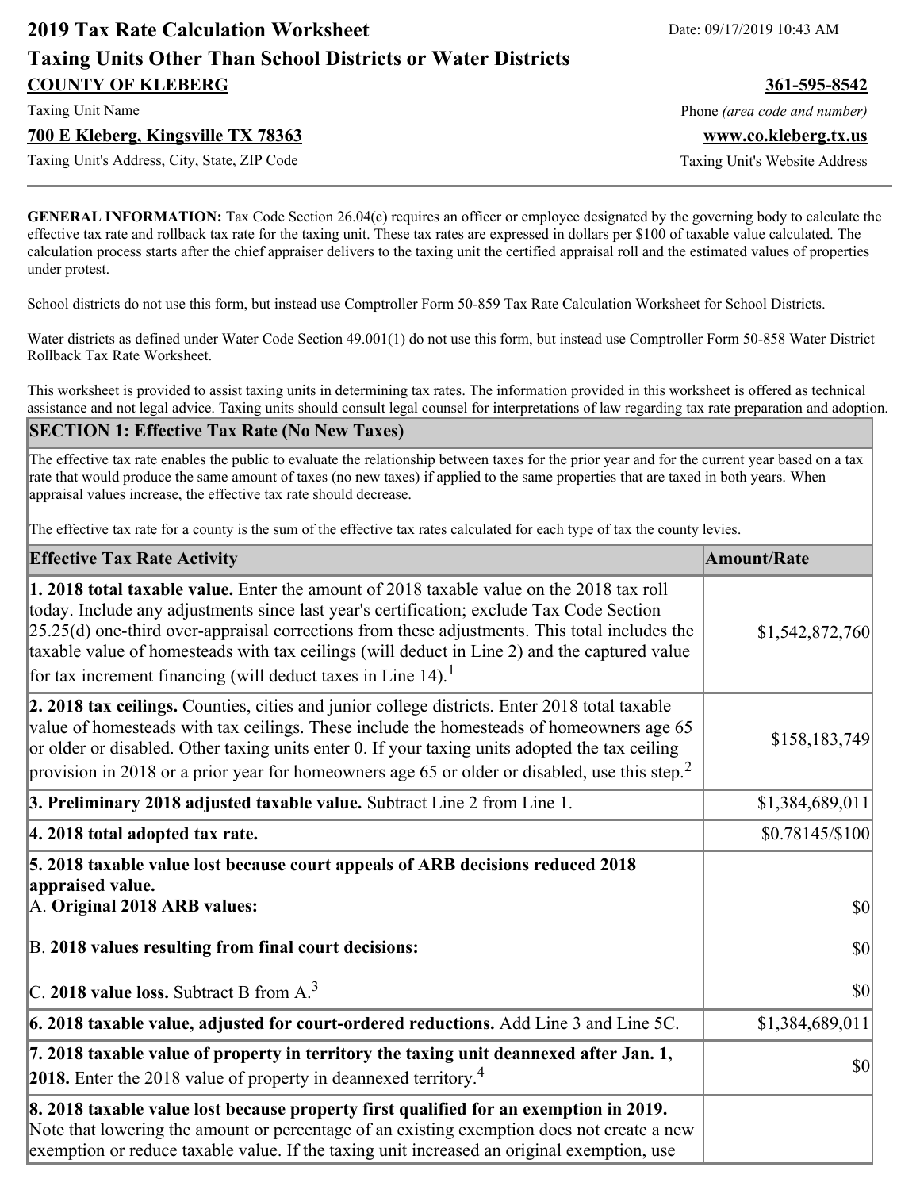# 2019 Tax Rate Calculation Worksheet

Date: 09/17/2019 10:43 AM

## Taxing Units Other Than School Districts or Water Districts

**COUNTY OF KLEBERG**
Taxing Unit Name

**361-595-8542**
Phone *(area code and number)*

**700 E Kleberg, Kingsville TX 78363**
Taxing Unit's Address, City, State, ZIP Code

**www.co.kleberg.tx.us**
Taxing Unit's Website Address

---

**GENERAL INFORMATION:** Tax Code Section 26.04(c) requires an officer or employee designated by the governing body to calculate the effective tax rate and rollback tax rate for the taxing unit. These tax rates are expressed in dollars per $100 of taxable value calculated. The calculation process starts after the chief appraiser delivers to the taxing unit the certified appraisal roll and the estimated values of properties under protest.

School districts do not use this form, but instead use Comptroller Form 50-859 Tax Rate Calculation Worksheet for School Districts.

Water districts as defined under Water Code Section 49.001(1) do not use this form, but instead use Comptroller Form 50-858 Water District Rollback Tax Rate Worksheet.

This worksheet is provided to assist taxing units in determining tax rates. The information provided in this worksheet is offered as technical assistance and not legal advice. Taxing units should consult legal counsel for interpretations of law regarding tax rate preparation and adoption.

## SECTION 1: Effective Tax Rate (No New Taxes)

The effective tax rate enables the public to evaluate the relationship between taxes for the prior year and for the current year based on a tax rate that would produce the same amount of taxes (no new taxes) if applied to the same properties that are taxed in both years. When appraisal values increase, the effective tax rate should decrease.

The effective tax rate for a county is the sum of the effective tax rates calculated for each type of tax the county levies.

| Effective Tax Rate Activity | Amount/Rate |
|---|---|
| **1. 2018 total taxable value.** Enter the amount of 2018 taxable value on the 2018 tax roll today. Include any adjustments since last year's certification; exclude Tax Code Section 25.25(d) one-third over-appraisal corrections from these adjustments. This total includes the taxable value of homesteads with tax ceilings (will deduct in Line 2) and the captured value for tax increment financing (will deduct taxes in Line 14).[1] | $1,542,872,760 |
| **2. 2018 tax ceilings.** Counties, cities and junior college districts. Enter 2018 total taxable value of homesteads with tax ceilings. These include the homesteads of homeowners age 65 or older or disabled. Other taxing units enter 0. If your taxing units adopted the tax ceiling provision in 2018 or a prior year for homeowners age 65 or older or disabled, use this step.[2] | $158,183,749 |
| **3. Preliminary 2018 adjusted taxable value.** Subtract Line 2 from Line 1. | $1,384,689,011 |
| **4. 2018 total adopted tax rate.** | $0.78145/$100 |
| **5. 2018 taxable value lost because court appeals of ARB decisions reduced 2018 appraised value.** | |
| A. **Original 2018 ARB values:** | $0 |
| B. **2018 values resulting from final court decisions:** | $0 |
| C. **2018 value loss.** Subtract B from A.[3] | $0 |
| **6. 2018 taxable value, adjusted for court-ordered reductions.** Add Line 3 and Line 5C. | $1,384,689,011 |
| **7. 2018 taxable value of property in territory the taxing unit deannexed after Jan. 1, 2018.** Enter the 2018 value of property in deannexed territory.[4] | $0 |
| **8. 2018 taxable value lost because property first qualified for an exemption in 2019.** Note that lowering the amount or percentage of an existing exemption does not create a new exemption or reduce taxable value. If the taxing unit increased an original exemption, use | |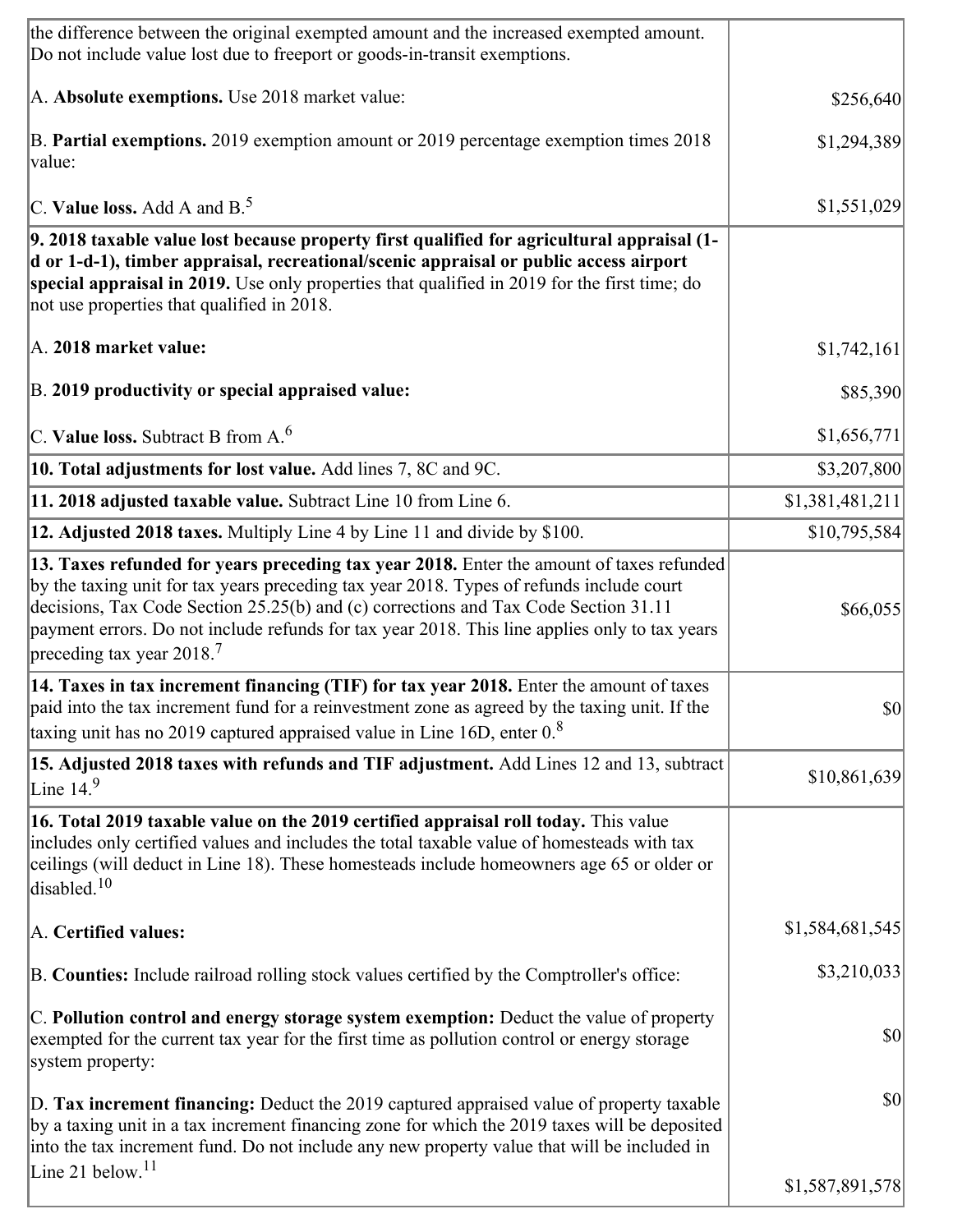| | |
|---|---|
| the difference between the original exempted amount and the increased exempted amount. Do not include value lost due to freeport or goods-in-transit exemptions.<br><br>A. **Absolute exemptions.** Use 2018 market value:<br><br>B. **Partial exemptions.** 2019 exemption amount or 2019 percentage exemption times 2018 value:<br><br>C. **Value loss.** Add A and B.[5] | <br><br>$256,640<br><br>$1,294,389<br><br>$1,551,029 |
| **9. 2018 taxable value lost because property first qualified for agricultural appraisal (1-d or 1-d-1), timber appraisal, recreational/scenic appraisal or public access airport special appraisal in 2019.** Use only properties that qualified in 2019 for the first time; do not use properties that qualified in 2018.<br><br>A. **2018 market value:**<br><br>B. **2019 productivity or special appraised value:**<br><br>C. **Value loss.** Subtract B from A.[6] | <br><br>$1,742,161<br><br>$85,390<br><br>$1,656,771 |
| **10. Total adjustments for lost value.** Add lines 7, 8C and 9C. | $3,207,800 |
| **11. 2018 adjusted taxable value.** Subtract Line 10 from Line 6. | $1,381,481,211 |
| **12. Adjusted 2018 taxes.** Multiply Line 4 by Line 11 and divide by $100. | $10,795,584 |
| **13. Taxes refunded for years preceding tax year 2018.** Enter the amount of taxes refunded by the taxing unit for tax years preceding tax year 2018. Types of refunds include court decisions, Tax Code Section 25.25(b) and (c) corrections and Tax Code Section 31.11 payment errors. Do not include refunds for tax year 2018. This line applies only to tax years preceding tax year 2018.[7] | $66,055 |
| **14. Taxes in tax increment financing (TIF) for tax year 2018.** Enter the amount of taxes paid into the tax increment fund for a reinvestment zone as agreed by the taxing unit. If the taxing unit has no 2019 captured appraised value in Line 16D, enter 0.[8] | $0 |
| **15. Adjusted 2018 taxes with refunds and TIF adjustment.** Add Lines 12 and 13, subtract Line 14.[9] | $10,861,639 |
| **16. Total 2019 taxable value on the 2019 certified appraisal roll today.** This value includes only certified values and includes the total taxable value of homesteads with tax ceilings (will deduct in Line 18). These homesteads include homeowners age 65 or older or disabled.[10]<br><br>A. **Certified values:**<br><br>B. **Counties:** Include railroad rolling stock values certified by the Comptroller's office:<br><br>C. **Pollution control and energy storage system exemption:** Deduct the value of property exempted for the current tax year for the first time as pollution control or energy storage system property:<br><br>D. **Tax increment financing:** Deduct the 2019 captured appraised value of property taxable by a taxing unit in a tax increment financing zone for which the 2019 taxes will be deposited into the tax increment fund. Do not include any new property value that will be included in Line 21 below.[11] | <br><br>$1,584,681,545<br><br>$3,210,033<br><br>$0<br><br>$0<br><br>$1,587,891,578 |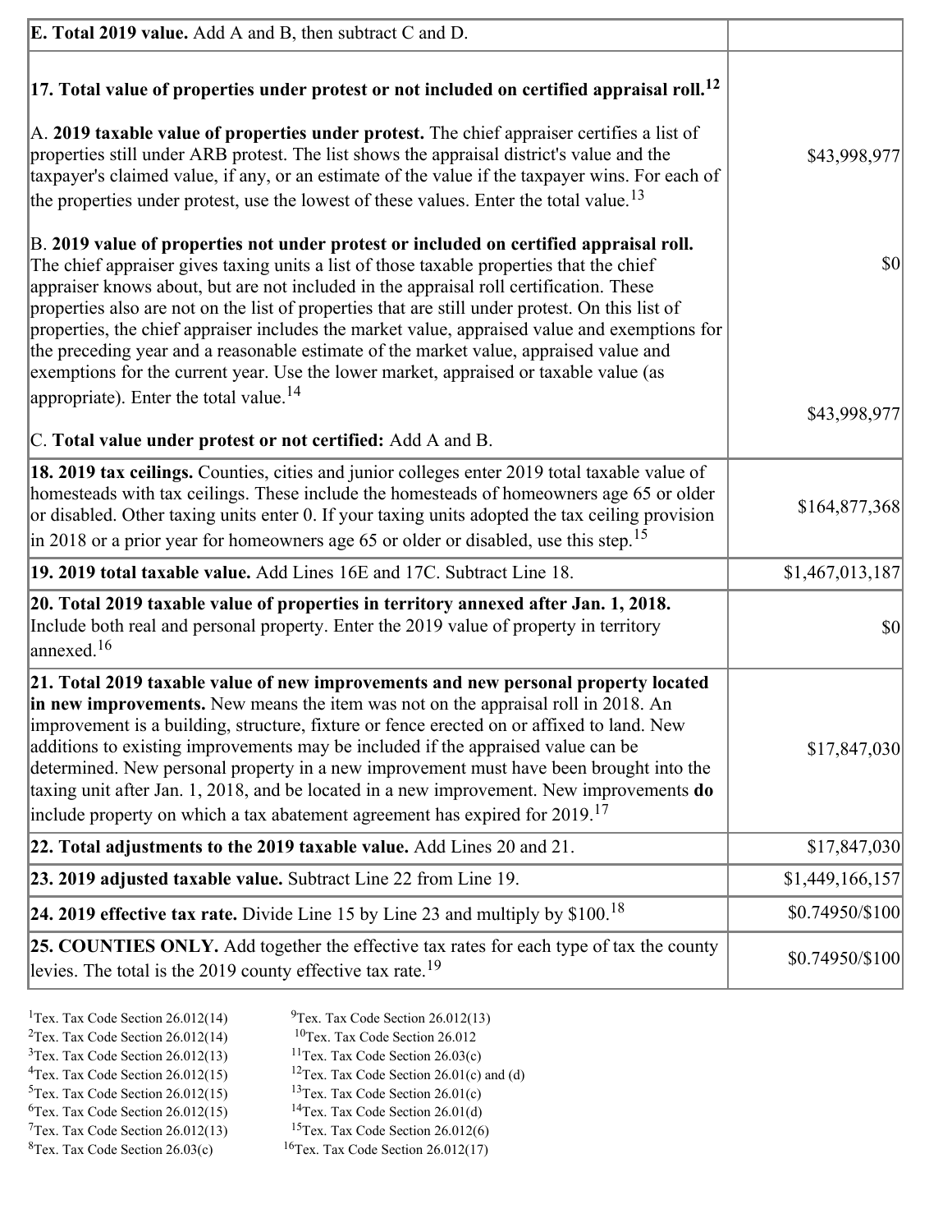| | |
|---|---|
| **E. Total 2019 value.** Add A and B, then subtract C and D. | |
| **17. Total value of properties under protest or not included on certified appraisal roll.**[12]<br><br>A. **2019 taxable value of properties under protest.** The chief appraiser certifies a list of properties still under ARB protest. The list shows the appraisal district's value and the taxpayer's claimed value, if any, or an estimate of the value if the taxpayer wins. For each of the properties under protest, use the lowest of these values. Enter the total value.[13]<br><br>B. **2019 value of properties not under protest or included on certified appraisal roll.** The chief appraiser gives taxing units a list of those taxable properties that the chief appraiser knows about, but are not included in the appraisal roll certification. These properties also are not on the list of properties that are still under protest. On this list of properties, the chief appraiser includes the market value, appraised value and exemptions for the preceding year and a reasonable estimate of the market value, appraised value and exemptions for the current year. Use the lower market, appraised or taxable value (as appropriate). Enter the total value.[14]<br><br>C. **Total value under protest or not certified:** Add A and B. | $43,998,977<br><br>$0<br><br>$43,998,977 |
| **18. 2019 tax ceilings.** Counties, cities and junior colleges enter 2019 total taxable value of homesteads with tax ceilings. These include the homesteads of homeowners age 65 or older or disabled. Other taxing units enter 0. If your taxing units adopted the tax ceiling provision in 2018 or a prior year for homeowners age 65 or older or disabled, use this step.[15] | $164,877,368 |
| **19. 2019 total taxable value.** Add Lines 16E and 17C. Subtract Line 18. | $1,467,013,187 |
| **20. Total 2019 taxable value of properties in territory annexed after Jan. 1, 2018.** Include both real and personal property. Enter the 2019 value of property in territory annexed.[16] | $0 |
| **21. Total 2019 taxable value of new improvements and new personal property located in new improvements.** New means the item was not on the appraisal roll in 2018. An improvement is a building, structure, fixture or fence erected on or affixed to land. New additions to existing improvements may be included if the appraised value can be determined. New personal property in a new improvement must have been brought into the taxing unit after Jan. 1, 2018, and be located in a new improvement. New improvements **do** include property on which a tax abatement agreement has expired for 2019.[17] | $17,847,030 |
| **22. Total adjustments to the 2019 taxable value.** Add Lines 20 and 21. | $17,847,030 |
| **23. 2019 adjusted taxable value.** Subtract Line 22 from Line 19. | $1,449,166,157 |
| **24. 2019 effective tax rate.** Divide Line 15 by Line 23 and multiply by $100.[18] | $0.74950/$100 |
| **25. COUNTIES ONLY.** Add together the effective tax rates for each type of tax the county levies. The total is the 2019 county effective tax rate.[19] | $0.74950/$100 |

[1]Tex. Tax Code Section 26.012(14)
[2]Tex. Tax Code Section 26.012(14)
[3]Tex. Tax Code Section 26.012(13)
[4]Tex. Tax Code Section 26.012(15)
[5]Tex. Tax Code Section 26.012(15)
[6]Tex. Tax Code Section 26.012(15)
[7]Tex. Tax Code Section 26.012(13)
[8]Tex. Tax Code Section 26.03(c)
[9]Tex. Tax Code Section 26.012(13)
[10]Tex. Tax Code Section 26.012
[11]Tex. Tax Code Section 26.03(c)
[12]Tex. Tax Code Section 26.01(c) and (d)
[13]Tex. Tax Code Section 26.01(c)
[14]Tex. Tax Code Section 26.01(d)
[15]Tex. Tax Code Section 26.012(6)
[16]Tex. Tax Code Section 26.012(17)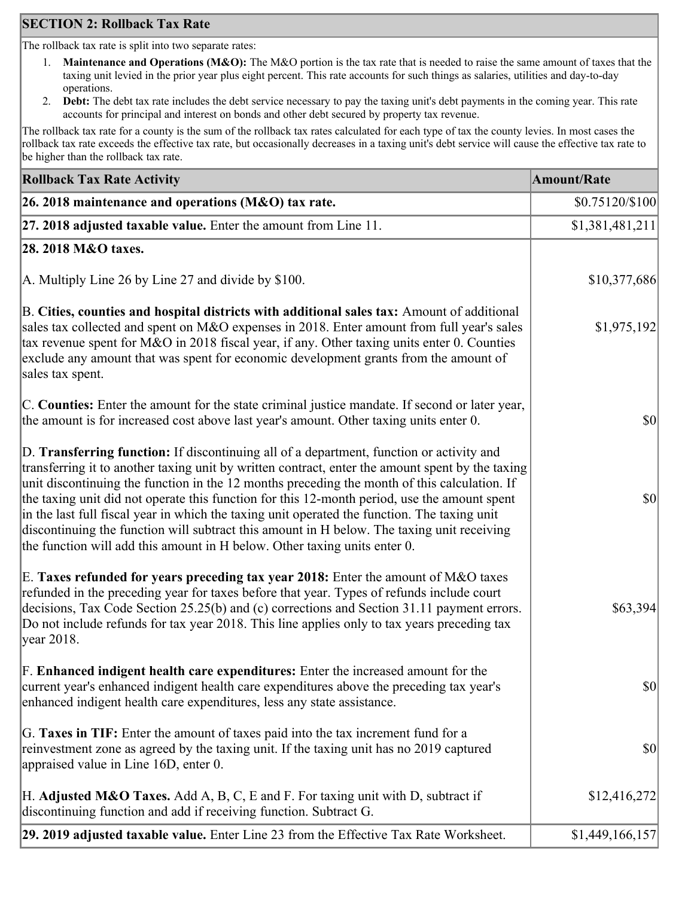## SECTION 2: Rollback Tax Rate

The rollback tax rate is split into two separate rates:

1. **Maintenance and Operations (M&O):** The M&O portion is the tax rate that is needed to raise the same amount of taxes that the taxing unit levied in the prior year plus eight percent. This rate accounts for such things as salaries, utilities and day-to-day operations.
2. **Debt:** The debt tax rate includes the debt service necessary to pay the taxing unit's debt payments in the coming year. This rate accounts for principal and interest on bonds and other debt secured by property tax revenue.

The rollback tax rate for a county is the sum of the rollback tax rates calculated for each type of tax the county levies. In most cases the rollback tax rate exceeds the effective tax rate, but occasionally decreases in a taxing unit's debt service will cause the effective tax rate to be higher than the rollback tax rate.

| Rollback Tax Rate Activity | Amount/Rate |
|---|---|
| **26. 2018 maintenance and operations (M&O) tax rate.** | $0.75120/$100 |
| **27. 2018 adjusted taxable value.** Enter the amount from Line 11. | $1,381,481,211 |
| **28. 2018 M&O taxes.** | |
| A. Multiply Line 26 by Line 27 and divide by $100. | $10,377,686 |
| B. **Cities, counties and hospital districts with additional sales tax:** Amount of additional sales tax collected and spent on M&O expenses in 2018. Enter amount from full year's sales tax revenue spent for M&O in 2018 fiscal year, if any. Other taxing units enter 0. Counties exclude any amount that was spent for economic development grants from the amount of sales tax spent. | $1,975,192 |
| C. **Counties:** Enter the amount for the state criminal justice mandate. If second or later year, the amount is for increased cost above last year's amount. Other taxing units enter 0. | $0 |
| D. **Transferring function:** If discontinuing all of a department, function or activity and transferring it to another taxing unit by written contract, enter the amount spent by the taxing unit discontinuing the function in the 12 months preceding the month of this calculation. If the taxing unit did not operate this function for this 12-month period, use the amount spent in the last full fiscal year in which the taxing unit operated the function. The taxing unit discontinuing the function will subtract this amount in H below. The taxing unit receiving the function will add this amount in H below. Other taxing units enter 0. | $0 |
| E. **Taxes refunded for years preceding tax year 2018:** Enter the amount of M&O taxes refunded in the preceding year for taxes before that year. Types of refunds include court decisions, Tax Code Section 25.25(b) and (c) corrections and Section 31.11 payment errors. Do not include refunds for tax year 2018. This line applies only to tax years preceding tax year 2018. | $63,394 |
| F. **Enhanced indigent health care expenditures:** Enter the increased amount for the current year's enhanced indigent health care expenditures above the preceding tax year's enhanced indigent health care expenditures, less any state assistance. | $0 |
| G. **Taxes in TIF:** Enter the amount of taxes paid into the tax increment fund for a reinvestment zone as agreed by the taxing unit. If the taxing unit has no 2019 captured appraised value in Line 16D, enter 0. | $0 |
| H. **Adjusted M&O Taxes.** Add A, B, C, E and F. For taxing unit with D, subtract if discontinuing function and add if receiving function. Subtract G. | $12,416,272 |
| **29. 2019 adjusted taxable value.** Enter Line 23 from the Effective Tax Rate Worksheet. | $1,449,166,157 |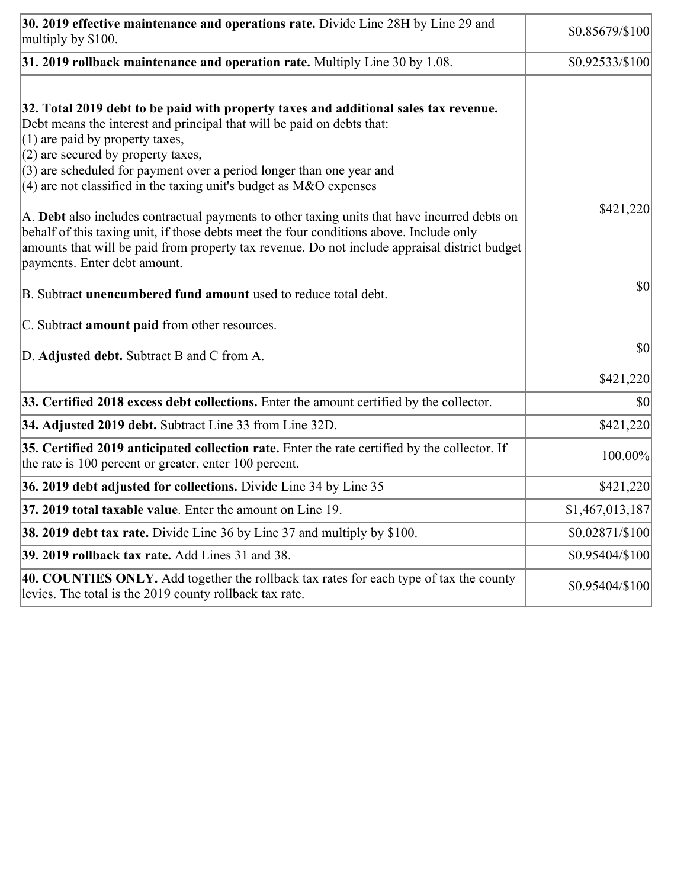| | |
|---|---|
| **30. 2019 effective maintenance and operations rate.** Divide Line 28H by Line 29 and multiply by $100. | $0.85679/$100 |
| **31. 2019 rollback maintenance and operation rate.** Multiply Line 30 by 1.08. | $0.92533/$100 |
| **32. Total 2019 debt to be paid with property taxes and additional sales tax revenue.** Debt means the interest and principal that will be paid on debts that:<br>(1) are paid by property taxes,<br>(2) are secured by property taxes,<br>(3) are scheduled for payment over a period longer than one year and<br>(4) are not classified in the taxing unit's budget as M&O expenses<br><br>A. **Debt** also includes contractual payments to other taxing units that have incurred debts on behalf of this taxing unit, if those debts meet the four conditions above. Include only amounts that will be paid from property tax revenue. Do not include appraisal district budget payments. Enter debt amount.<br><br>B. Subtract **unencumbered fund amount** used to reduce total debt.<br><br>C. Subtract **amount paid** from other resources.<br><br>D. **Adjusted debt.** Subtract B and C from A. | $421,220<br><br>$0<br><br>$0<br><br>$421,220 |
| **33. Certified 2018 excess debt collections.** Enter the amount certified by the collector. | $0 |
| **34. Adjusted 2019 debt.** Subtract Line 33 from Line 32D. | $421,220 |
| **35. Certified 2019 anticipated collection rate.** Enter the rate certified by the collector. If the rate is 100 percent or greater, enter 100 percent. | 100.00% |
| **36. 2019 debt adjusted for collections.** Divide Line 34 by Line 35 | $421,220 |
| **37. 2019 total taxable value**. Enter the amount on Line 19. | $1,467,013,187 |
| **38. 2019 debt tax rate.** Divide Line 36 by Line 37 and multiply by $100. | $0.02871/$100 |
| **39. 2019 rollback tax rate.** Add Lines 31 and 38. | $0.95404/$100 |
| **40. COUNTIES ONLY.** Add together the rollback tax rates for each type of tax the county levies. The total is the 2019 county rollback tax rate. | $0.95404/$100 |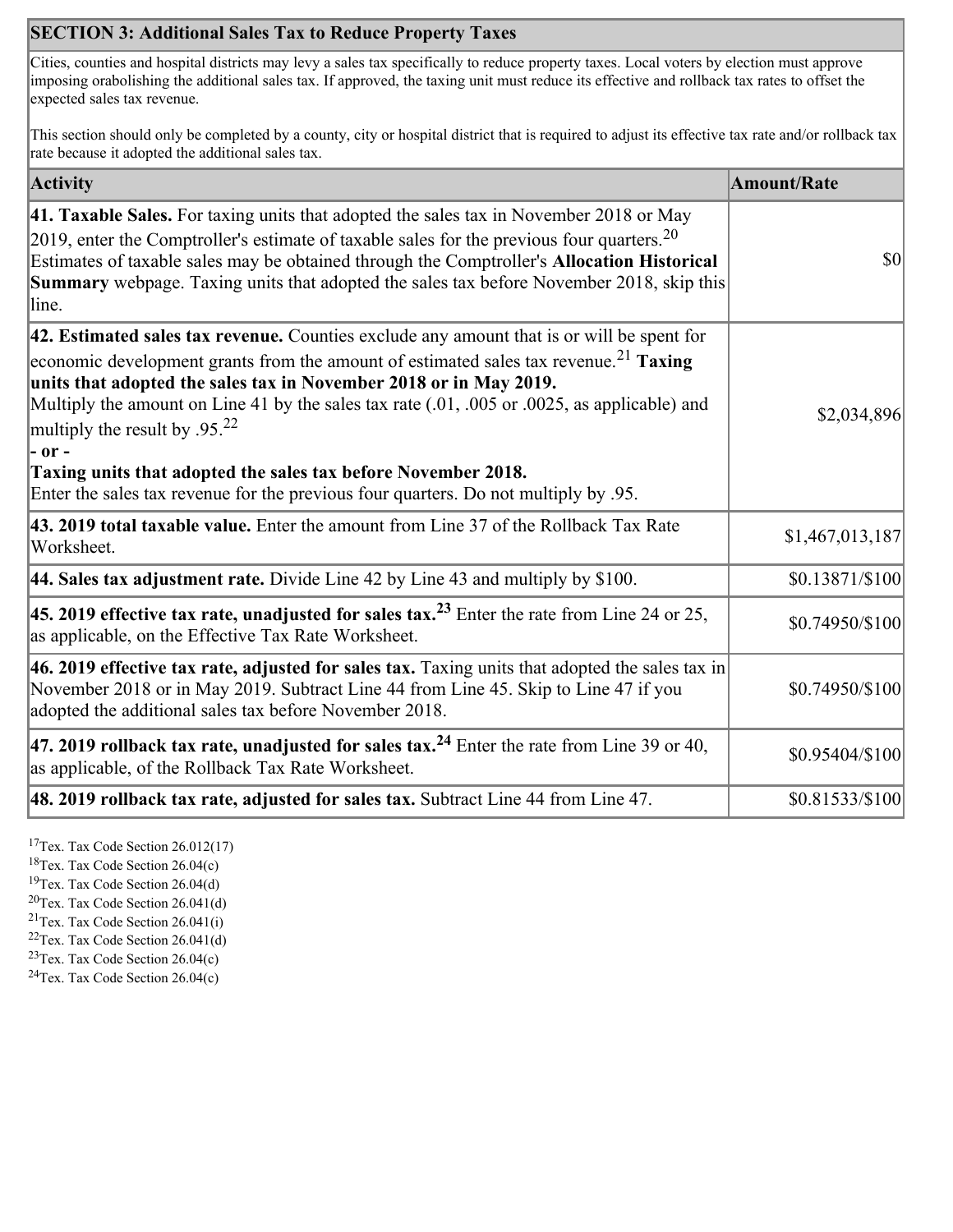## SECTION 3: Additional Sales Tax to Reduce Property Taxes

Cities, counties and hospital districts may levy a sales tax specifically to reduce property taxes. Local voters by election must approve imposing orabolishing the additional sales tax. If approved, the taxing unit must reduce its effective and rollback tax rates to offset the expected sales tax revenue.

This section should only be completed by a county, city or hospital district that is required to adjust its effective tax rate and/or rollback tax rate because it adopted the additional sales tax.

| Activity | Amount/Rate |
|---|---|
| **41. Taxable Sales.** For taxing units that adopted the sales tax in November 2018 or May 2019, enter the Comptroller's estimate of taxable sales for the previous four quarters.[20] Estimates of taxable sales may be obtained through the Comptroller's **Allocation Historical Summary** webpage. Taxing units that adopted the sales tax before November 2018, skip this line. | $0 |
| **42. Estimated sales tax revenue.** Counties exclude any amount that is or will be spent for economic development grants from the amount of estimated sales tax revenue.[21] **Taxing units that adopted the sales tax in November 2018 or in May 2019.** Multiply the amount on Line 41 by the sales tax rate (.01, .005 or .0025, as applicable) and multiply the result by .95.[22] **- or - Taxing units that adopted the sales tax before November 2018.** Enter the sales tax revenue for the previous four quarters. Do not multiply by .95. | $2,034,896 |
| **43. 2019 total taxable value.** Enter the amount from Line 37 of the Rollback Tax Rate Worksheet. | $1,467,013,187 |
| **44. Sales tax adjustment rate.** Divide Line 42 by Line 43 and multiply by $100. | $0.13871/$100 |
| **45. 2019 effective tax rate, unadjusted for sales tax.**[23] Enter the rate from Line 24 or 25, as applicable, on the Effective Tax Rate Worksheet. | $0.74950/$100 |
| **46. 2019 effective tax rate, adjusted for sales tax.** Taxing units that adopted the sales tax in November 2018 or in May 2019. Subtract Line 44 from Line 45. Skip to Line 47 if you adopted the additional sales tax before November 2018. | $0.74950/$100 |
| **47. 2019 rollback tax rate, unadjusted for sales tax.**[24] Enter the rate from Line 39 or 40, as applicable, of the Rollback Tax Rate Worksheet. | $0.95404/$100 |
| **48. 2019 rollback tax rate, adjusted for sales tax.** Subtract Line 44 from Line 47. | $0.81533/$100 |

[17]Tex. Tax Code Section 26.012(17)
[18]Tex. Tax Code Section 26.04(c)
[19]Tex. Tax Code Section 26.04(d)
[20]Tex. Tax Code Section 26.041(d)
[21]Tex. Tax Code Section 26.041(i)
[22]Tex. Tax Code Section 26.041(d)
[23]Tex. Tax Code Section 26.04(c)
[24]Tex. Tax Code Section 26.04(c)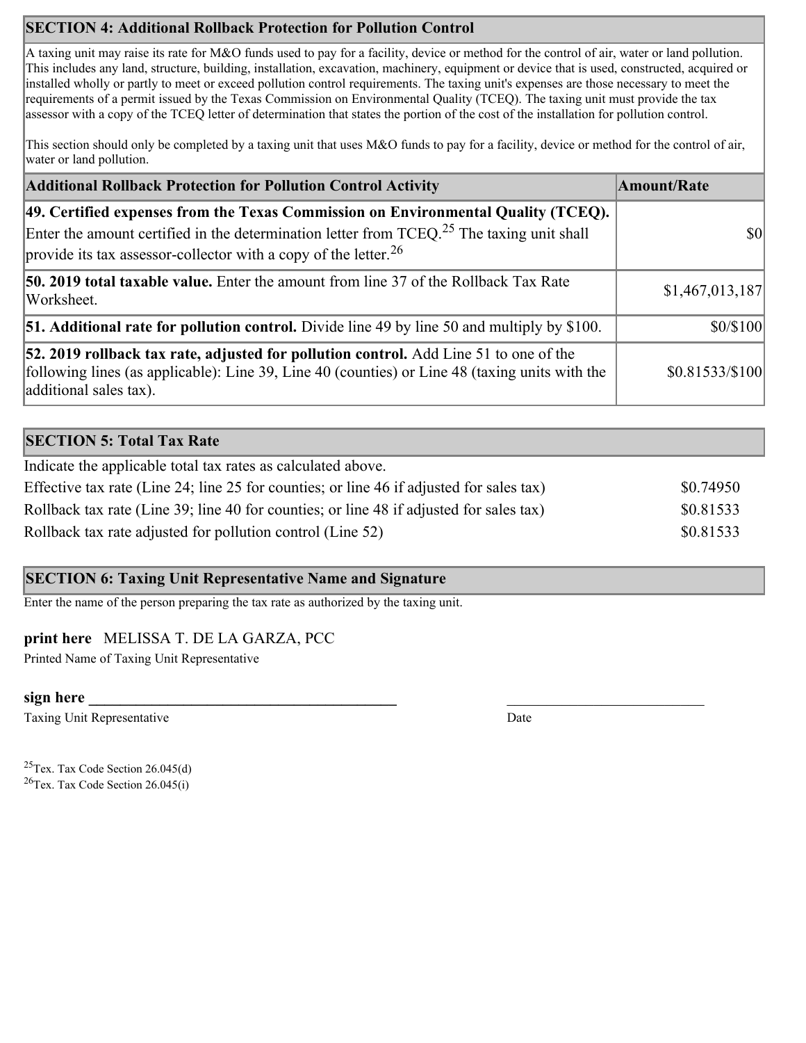## SECTION 4: Additional Rollback Protection for Pollution Control

A taxing unit may raise its rate for M&O funds used to pay for a facility, device or method for the control of air, water or land pollution. This includes any land, structure, building, installation, excavation, machinery, equipment or device that is used, constructed, acquired or installed wholly or partly to meet or exceed pollution control requirements. The taxing unit's expenses are those necessary to meet the requirements of a permit issued by the Texas Commission on Environmental Quality (TCEQ). The taxing unit must provide the tax assessor with a copy of the TCEQ letter of determination that states the portion of the cost of the installation for pollution control.

This section should only be completed by a taxing unit that uses M&O funds to pay for a facility, device or method for the control of air, water or land pollution.

| Additional Rollback Protection for Pollution Control Activity | Amount/Rate |
|---|---|
| **49. Certified expenses from the Texas Commission on Environmental Quality (TCEQ).** Enter the amount certified in the determination letter from TCEQ.[25] The taxing unit shall provide its tax assessor-collector with a copy of the letter.[26] | $0 |
| **50. 2019 total taxable value.** Enter the amount from line 37 of the Rollback Tax Rate Worksheet. | $1,467,013,187 |
| **51. Additional rate for pollution control.** Divide line 49 by line 50 and multiply by $100. | $0/$100 |
| **52. 2019 rollback tax rate, adjusted for pollution control.** Add Line 51 to one of the following lines (as applicable): Line 39, Line 40 (counties) or Line 48 (taxing units with the additional sales tax). | $0.81533/$100 |

## SECTION 5: Total Tax Rate

Indicate the applicable total tax rates as calculated above.

| | |
|---|---|
| Effective tax rate (Line 24; line 25 for counties; or line 46 if adjusted for sales tax) | $0.74950 |
| Rollback tax rate (Line 39; line 40 for counties; or line 48 if adjusted for sales tax) | $0.81533 |
| Rollback tax rate adjusted for pollution control (Line 52) | $0.81533 |

## SECTION 6: Taxing Unit Representative Name and Signature

Enter the name of the person preparing the tax rate as authorized by the taxing unit.

**print here** MELISSA T. DE LA GARZA, PCC

Printed Name of Taxing Unit Representative

**sign here** ________________________________________ ____________________________

Taxing Unit Representative Date

[25] Tex. Tax Code Section 26.045(d)
[26] Tex. Tax Code Section 26.045(i)